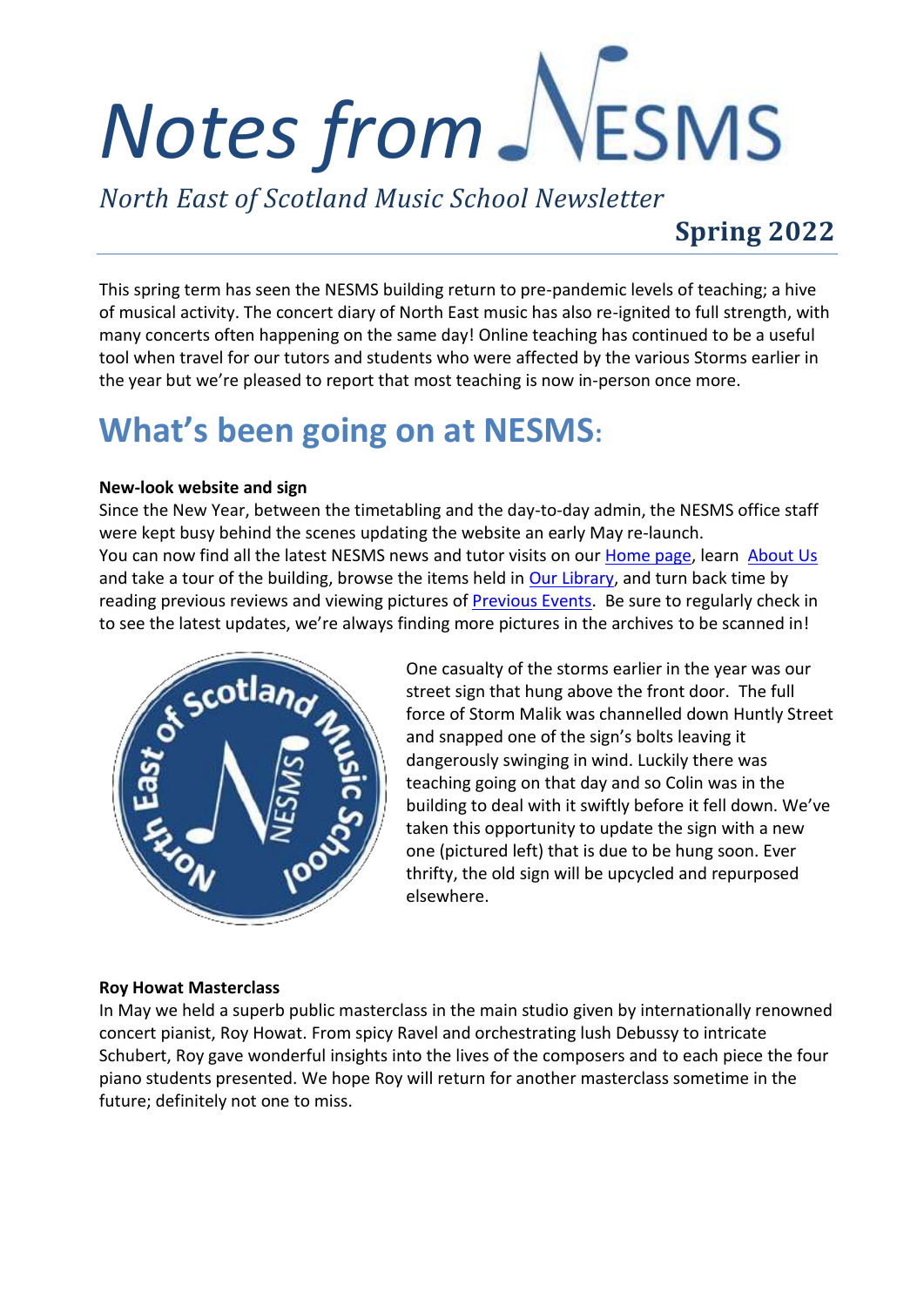# Notes from NESMS

*North East of Scotland Music School Newsletter*

**Spring 2022**

This spring term has seen the NESMS building return to pre-pandemic levels of teaching; a hive of musical activity. The concert diary of North East music has also re-ignited to full strength, with many concerts often happening on the same day! Online teaching has continued to be a useful tool when travel for our tutors and students who were affected by the various Storms earlier in the year but we're pleased to report that most teaching is now in-person once more.

## What's been going on at NESMS:

**New-look website and sign**

Since the New Year, between the timetabling and the day-to-day admin, the NESMS office staff were kept busy behind the scenes updating the website an early May re-launch.

You can now find all the latest NESMS news and tutor visits on our Home page, learn About Us and take a tour of the building, browse the items held in Our Library, and turn back time by reading previous reviews and viewing pictures of Previous Events. Be sure to regularly check in to see the latest updates, we're always finding more pictures in the archives to be scanned in!

One casualty of the storms earlier in the year was our street sign that hung above the front door. The full force of Storm Malik was channelled down Huntly Street and snapped one of the sign's bolts leaving it dangerously swinging in wind. Luckily there was teaching going on that day and so Colin was in the building to deal with it swiftly before it fell down. We've taken this opportunity to update the sign with a new one (pictured left) that is due to be hung soon. Ever thrifty, the old sign will be upcycled and repurposed elsewhere.

**Roy Howat Masterclass**

In May we held a superb public masterclass in the main studio given by internationally renowned concert pianist, Roy Howat. From spicy Ravel and orchestrating lush Debussy to intricate Schubert, Roy gave wonderful insights into the lives of the composers and to each piece the four piano students presented. We hope Roy will return for another masterclass sometime in the future; definitely not one to miss.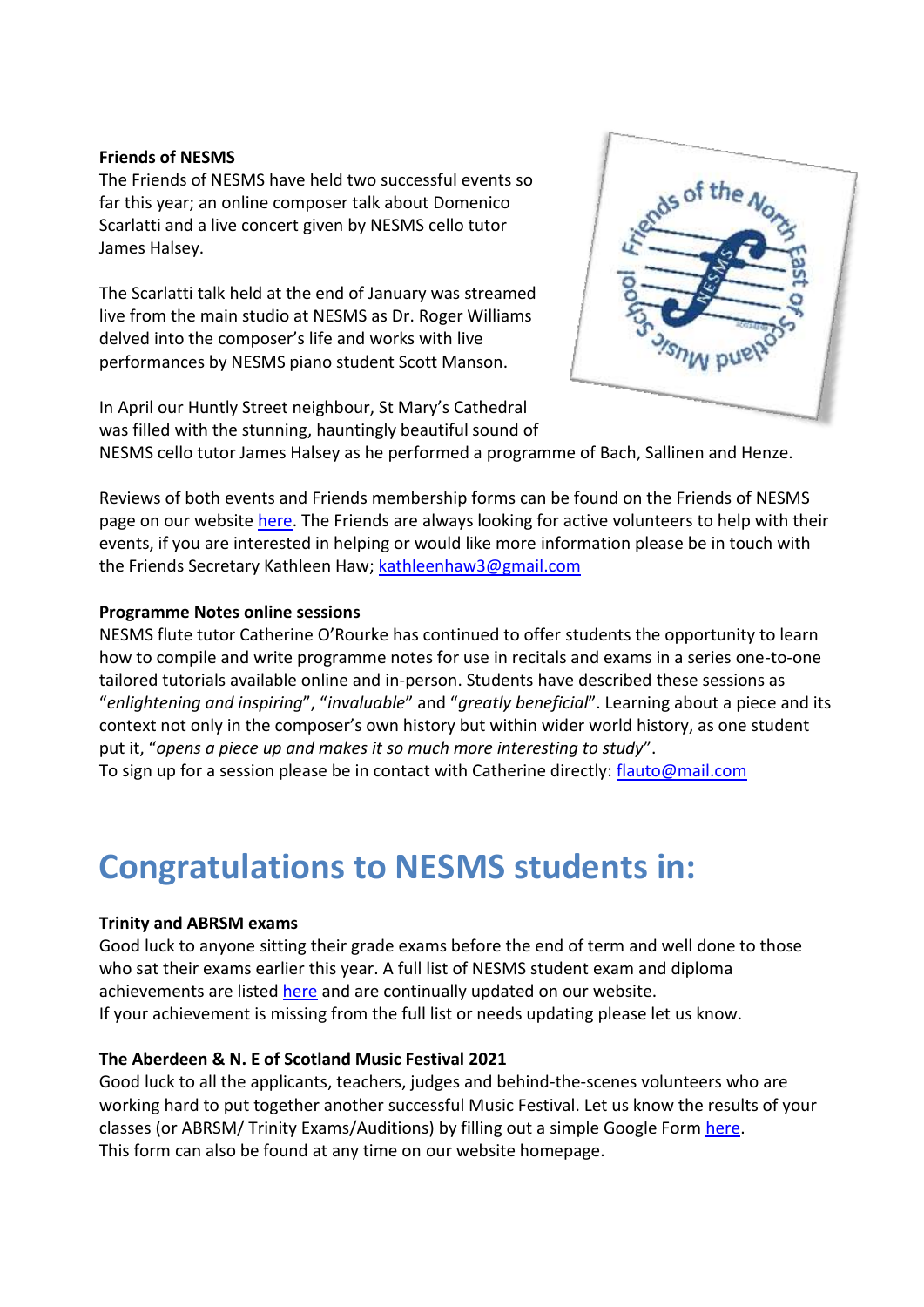**Friends of NESMS**

The Friends of NESMS have held two successful events so far this year; an online composer talk about Domenico Scarlatti and a live concert given by NESMS cello tutor James Halsey.

The Scarlatti talk held at the end of January was streamed live from the main studio at NESMS as Dr. Roger Williams delved into the composer's life and works with live performances by NESMS piano student Scott Manson.

In April our Huntly Street neighbour, St Mary's Cathedral was filled with the stunning, hauntingly beautiful sound of NESMS cello tutor James Halsey as he performed a programme of Bach, Sallinen and Henze.

Reviews of both events and Friends membership forms can be found on the Friends of NESMS page on our website here. The Friends are always looking for active volunteers to help with their events, if you are interested in helping or would like more information please be in touch with the Friends Secretary Kathleen Haw; kathleenhaw3@gmail.com

**Programme Notes online sessions**

NESMS flute tutor Catherine O'Rourke has continued to offer students the opportunity to learn how to compile and write programme notes for use in recitals and exams in a series one-to-one tailored tutorials available online and in-person. Students have described these sessions as "*enlightening and inspiring*", "*invaluable*" and "*greatly beneficial*". Learning about a piece and its context not only in the composer's own history but within wider world history, as one student put it, "*opens a piece up and makes it so much more interesting to study*".
To sign up for a session please be in contact with Catherine directly: flauto@mail.com

# Congratulations to NESMS students in:

**Trinity and ABRSM exams**

Good luck to anyone sitting their grade exams before the end of term and well done to those who sat their exams earlier this year. A full list of NESMS student exam and diploma achievements are listed here and are continually updated on our website.
If your achievement is missing from the full list or needs updating please let us know.

**The Aberdeen & N. E of Scotland Music Festival 2021**

Good luck to all the applicants, teachers, judges and behind-the-scenes volunteers who are working hard to put together another successful Music Festival. Let us know the results of your classes (or ABRSM/ Trinity Exams/Auditions) by filling out a simple Google Form here.
This form can also be found at any time on our website homepage.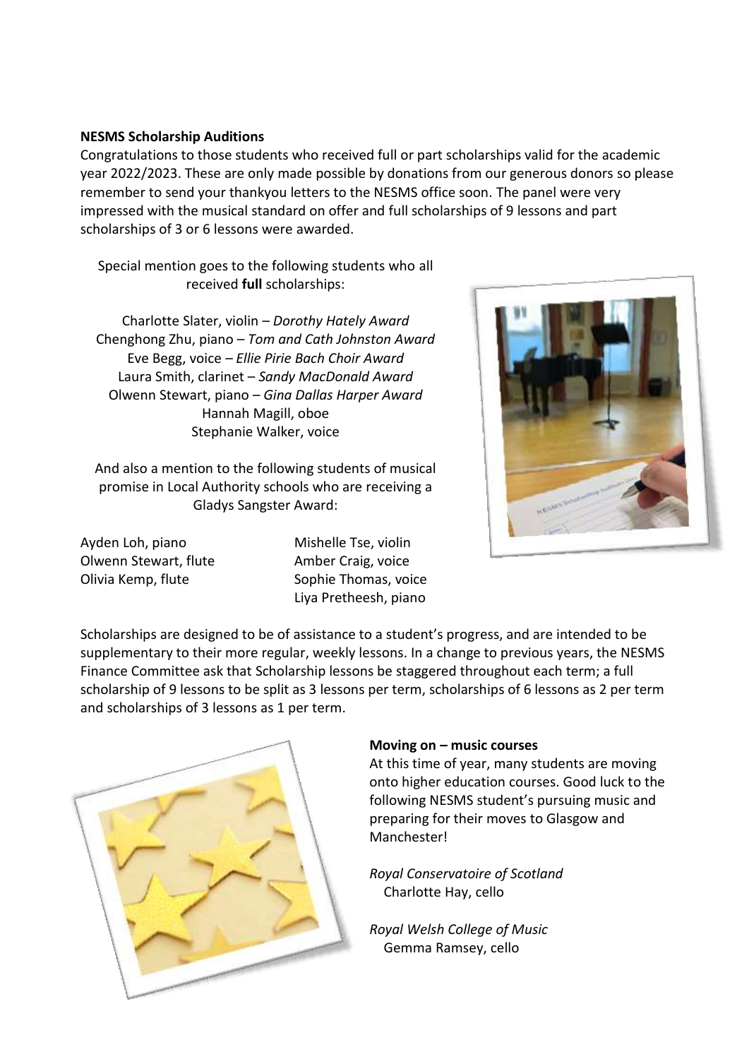**NESMS Scholarship Auditions**

Congratulations to those students who received full or part scholarships valid for the academic year 2022/2023. These are only made possible by donations from our generous donors so please remember to send your thankyou letters to the NESMS office soon. The panel were very impressed with the musical standard on offer and full scholarships of 9 lessons and part scholarships of 3 or 6 lessons were awarded.

Special mention goes to the following students who all received **full** scholarships:

Charlotte Slater, violin – *Dorothy Hately Award*
Chenghong Zhu, piano – *Tom and Cath Johnston Award*
Eve Begg, voice – *Ellie Pirie Bach Choir Award*
Laura Smith, clarinet – *Sandy MacDonald Award*
Olwenn Stewart, piano – *Gina Dallas Harper Award*
Hannah Magill, oboe
Stephanie Walker, voice

And also a mention to the following students of musical promise in Local Authority schools who are receiving a Gladys Sangster Award:

Ayden Loh, piano
Olwenn Stewart, flute
Olivia Kemp, flute
Mishelle Tse, violin
Amber Craig, voice
Sophie Thomas, voice
Liya Pretheesh, piano

Scholarships are designed to be of assistance to a student's progress, and are intended to be supplementary to their more regular, weekly lessons. In a change to previous years, the NESMS Finance Committee ask that Scholarship lessons be staggered throughout each term; a full scholarship of 9 lessons to be split as 3 lessons per term, scholarships of 6 lessons as 2 per term and scholarships of 3 lessons as 1 per term.

**Moving on – music courses**

At this time of year, many students are moving onto higher education courses. Good luck to the following NESMS student's pursuing music and preparing for their moves to Glasgow and Manchester!

*Royal Conservatoire of Scotland*
Charlotte Hay, cello

*Royal Welsh College of Music*
Gemma Ramsey, cello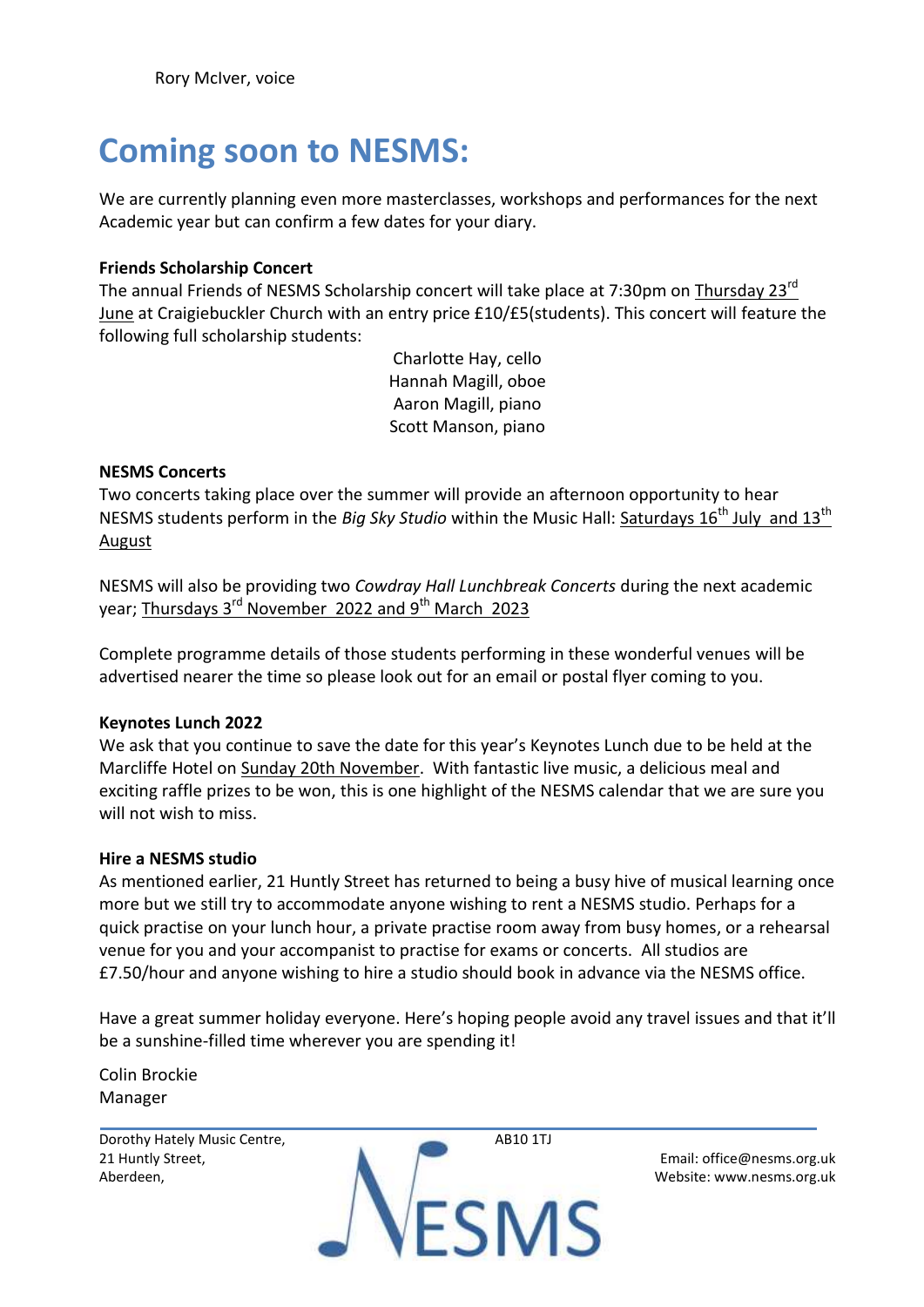Rory McIver, voice

# Coming soon to NESMS:

We are currently planning even more masterclasses, workshops and performances for the next Academic year but can confirm a few dates for your diary.

**Friends Scholarship Concert**

The annual Friends of NESMS Scholarship concert will take place at 7:30pm on Thursday 23rd June at Craigiebuckler Church with an entry price £10/£5(students). This concert will feature the following full scholarship students:

Charlotte Hay, cello
Hannah Magill, oboe
Aaron Magill, piano
Scott Manson, piano

**NESMS Concerts**

Two concerts taking place over the summer will provide an afternoon opportunity to hear NESMS students perform in the *Big Sky Studio* within the Music Hall: Saturdays 16th July and 13th August

NESMS will also be providing two *Cowdray Hall Lunchbreak Concerts* during the next academic year; Thursdays 3rd November 2022 and 9th March 2023

Complete programme details of those students performing in these wonderful venues will be advertised nearer the time so please look out for an email or postal flyer coming to you.

**Keynotes Lunch 2022**

We ask that you continue to save the date for this year's Keynotes Lunch due to be held at the Marcliffe Hotel on Sunday 20th November. With fantastic live music, a delicious meal and exciting raffle prizes to be won, this is one highlight of the NESMS calendar that we are sure you will not wish to miss.

**Hire a NESMS studio**

As mentioned earlier, 21 Huntly Street has returned to being a busy hive of musical learning once more but we still try to accommodate anyone wishing to rent a NESMS studio. Perhaps for a quick practise on your lunch hour, a private practise room away from busy homes, or a rehearsal venue for you and your accompanist to practise for exams or concerts. All studios are £7.50/hour and anyone wishing to hire a studio should book in advance via the NESMS office.

Have a great summer holiday everyone. Here's hoping people avoid any travel issues and that it'll be a sunshine-filled time wherever you are spending it!

Colin Brockie
Manager

Dorothy Hately Music Centre,
21 Huntly Street,
Aberdeen,
AB10 1TJ

Email: office@nesms.org.uk
Website: www.nesms.org.uk

NESMS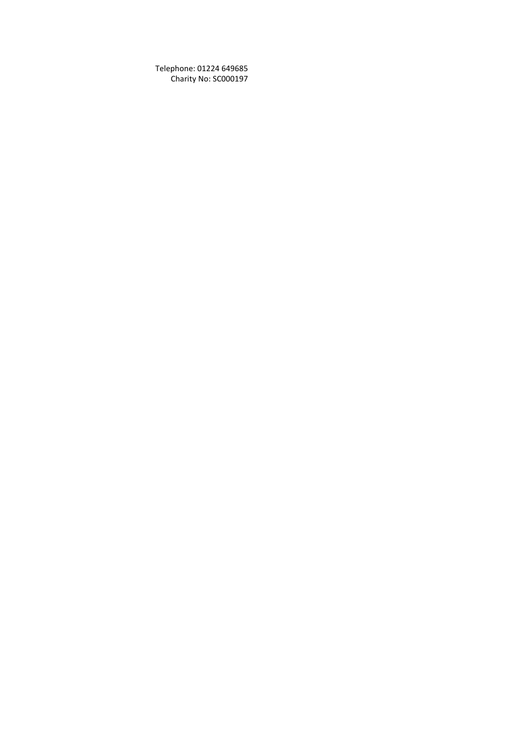Telephone: 01224 649685
Charity No: SC000197